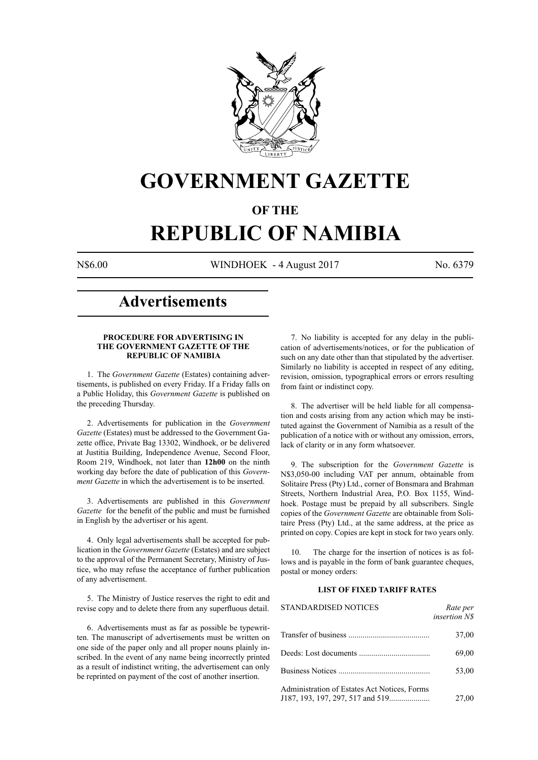# GOVERNMENT GAZETTE

## OF THE

# REPUBLIC OF NAMIBIA

N$6.00 WINDHOEK - 4 August 2017 No. 6379

## Advertisements

### PROCEDURE FOR ADVERTISING IN THE GOVERNMENT GAZETTE OF THE REPUBLIC OF NAMIBIA

1. The *Government Gazette* (Estates) containing advertisements, is published on every Friday. If a Friday falls on a Public Holiday, this *Government Gazette* is published on the preceding Thursday.

2. Advertisements for publication in the *Government Gazette* (Estates) must be addressed to the Government Gazette office, Private Bag 13302, Windhoek, or be delivered at Justitia Building, Independence Avenue, Second Floor, Room 219, Windhoek, not later than **12h00** on the ninth working day before the date of publication of this *Government Gazette* in which the advertisement is to be inserted.

3. Advertisements are published in this *Government Gazette* for the benefit of the public and must be furnished in English by the advertiser or his agent.

4. Only legal advertisements shall be accepted for publication in the *Government Gazette* (Estates) and are subject to the approval of the Permanent Secretary, Ministry of Justice, who may refuse the acceptance of further publication of any advertisement.

5. The Ministry of Justice reserves the right to edit and revise copy and to delete there from any superfluous detail.

6. Advertisements must as far as possible be typewritten. The manuscript of advertisements must be written on one side of the paper only and all proper nouns plainly inscribed. In the event of any name being incorrectly printed as a result of indistinct writing, the advertisement can only be reprinted on payment of the cost of another insertion.

7. No liability is accepted for any delay in the publication of advertisements/notices, or for the publication of such on any date other than that stipulated by the advertiser. Similarly no liability is accepted in respect of any editing, revision, omission, typographical errors or errors resulting from faint or indistinct copy.

8. The advertiser will be held liable for all compensation and costs arising from any action which may be instituted against the Government of Namibia as a result of the publication of a notice with or without any omission, errors, lack of clarity or in any form whatsoever.

9. The subscription for the *Government Gazette* is N$3,050-00 including VAT per annum, obtainable from Solitaire Press (Pty) Ltd., corner of Bonsmara and Brahman Streets, Northern Industrial Area, P.O. Box 1155, Windhoek. Postage must be prepaid by all subscribers. Single copies of the *Government Gazette* are obtainable from Solitaire Press (Pty) Ltd., at the same address, at the price as printed on copy. Copies are kept in stock for two years only.

10. The charge for the insertion of notices is as follows and is payable in the form of bank guarantee cheques, postal or money orders:

#### LIST OF FIXED TARIFF RATES

| STANDARDISED NOTICES | *Rate per insertion N$* |
|---|---|
| Transfer of business | 37,00 |
| Deeds: Lost documents | 69,00 |
| Business Notices | 53,00 |
| Administration of Estates Act Notices, Forms J187, 193, 197, 297, 517 and 519 | 27,00 |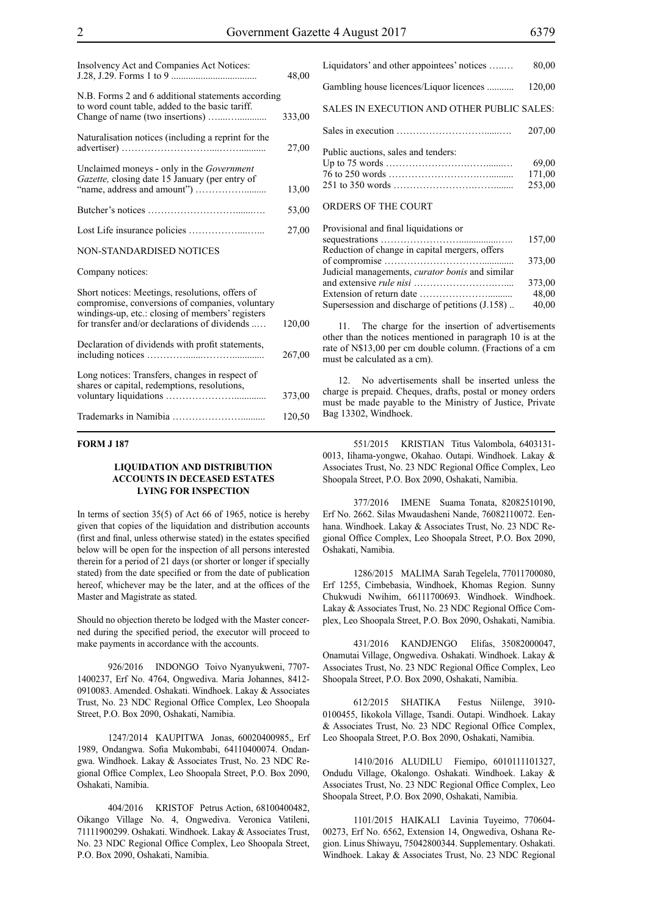| | |
|---|---|
| Insolvency Act and Companies Act Notices: J.28, J.29. Forms 1 to 9 | 48,00 |
| N.B. Forms 2 and 6 additional statements according to word count table, added to the basic tariff. Change of name (two insertions) | 333,00 |
| Naturalisation notices (including a reprint for the advertiser) | 27,00 |
| Unclaimed moneys - only in the *Government Gazette,* closing date 15 January (per entry of "name, address and amount") | 13,00 |
| Butcher's notices | 53,00 |
| Lost Life insurance policies | 27,00 |

NON-STANDARDISED NOTICES

Company notices:

| | |
|---|---|
| Short notices: Meetings, resolutions, offers of compromise, conversions of companies, voluntary windings-up, etc.: closing of members' registers for transfer and/or declarations of dividends | 120,00 |
| Declaration of dividends with profit statements, including notices | 267,00 |
| Long notices: Transfers, changes in respect of shares or capital, redemptions, resolutions, voluntary liquidations | 373,00 |
| Trademarks in Namibia | 120,50 |
| Liquidators' and other appointees' notices | 80,00 |
| Gambling house licences/Liquor licences | 120,00 |

SALES IN EXECUTION AND OTHER PUBLIC SALES:

| | |
|---|---|
| Sales in execution | 207,00 |
| Public auctions, sales and tenders: | |
| Up to 75 words | 69,00 |
| 76 to 250 words | 171,00 |
| 251 to 350 words | 253,00 |

ORDERS OF THE COURT

| | |
|---|---|
| Provisional and final liquidations or sequestrations | 157,00 |
| Reduction of change in capital mergers, offers of compromise | 373,00 |
| Judicial managements, *curator bonis* and similar and extensive *rule nisi* | 373,00 |
| Extension of return date | 48,00 |
| Supersession and discharge of petitions (J.158) | 40,00 |

11. The charge for the insertion of advertisements other than the notices mentioned in paragraph 10 is at the rate of N$13,00 per cm double column. (Fractions of a cm must be calculated as a cm).

12. No advertisements shall be inserted unless the charge is prepaid. Cheques, drafts, postal or money orders must be made payable to the Ministry of Justice, Private Bag 13302, Windhoek.

**FORM J 187**

**LIQUIDATION AND DISTRIBUTION ACCOUNTS IN DECEASED ESTATES LYING FOR INSPECTION**

In terms of section 35(5) of Act 66 of 1965, notice is hereby given that copies of the liquidation and distribution accounts (first and final, unless otherwise stated) in the estates specified below will be open for the inspection of all persons interested therein for a period of 21 days (or shorter or longer if specially stated) from the date specified or from the date of publication hereof, whichever may be the later, and at the offices of the Master and Magistrate as stated.

Should no objection thereto be lodged with the Master concerned during the specified period, the executor will proceed to make payments in accordance with the accounts.

926/2016 INDONGO Toivo Nyanyukweni, 7707-1400237, Erf No. 4764, Ongwediva. Maria Johannes, 8412-0910083. Amended. Oshakati. Windhoek. Lakay & Associates Trust, No. 23 NDC Regional Office Complex, Leo Shoopala Street, P.O. Box 2090, Oshakati, Namibia.

1247/2014 KAUPITWA Jonas, 60020400985,, Erf 1989, Ondangwa. Sofia Mukombabi, 64110400074. Ondangwa. Windhoek. Lakay & Associates Trust, No. 23 NDC Regional Office Complex, Leo Shoopala Street, P.O. Box 2090, Oshakati, Namibia.

404/2016 KRISTOF Petrus Action, 68100400482, Oikango Village No. 4, Ongwediva. Veronica Vatileni, 71111900299. Oshakati. Windhoek. Lakay & Associates Trust, No. 23 NDC Regional Office Complex, Leo Shoopala Street, P.O. Box 2090, Oshakati, Namibia.

551/2015 KRISTIAN Titus Valombola, 6403131-0013, Iihama-yongwe, Okahao. Outapi. Windhoek. Lakay & Associates Trust, No. 23 NDC Regional Office Complex, Leo Shoopala Street, P.O. Box 2090, Oshakati, Namibia.

377/2016 IMENE Suama Tonata, 82082510190, Erf No. 2662. Silas Mwaudasheni Nande, 76082110072. Eenhana. Windhoek. Lakay & Associates Trust, No. 23 NDC Regional Office Complex, Leo Shoopala Street, P.O. Box 2090, Oshakati, Namibia.

1286/2015 MALIMA Sarah Tegelela, 77011700080, Erf 1255, Cimbebasia, Windhoek, Khomas Region. Sunny Chukwudi Nwihim, 66111700693. Windhoek. Windhoek. Lakay & Associates Trust, No. 23 NDC Regional Office Complex, Leo Shoopala Street, P.O. Box 2090, Oshakati, Namibia.

431/2016 KANDJENGO Elifas, 35082000047, Onamutai Village, Ongwediva. Oshakati. Windhoek. Lakay & Associates Trust, No. 23 NDC Regional Office Complex, Leo Shoopala Street, P.O. Box 2090, Oshakati, Namibia.

612/2015 SHATIKA Festus Niilenge, 3910-0100455, Iikokola Village, Tsandi. Outapi. Windhoek. Lakay & Associates Trust, No. 23 NDC Regional Office Complex, Leo Shoopala Street, P.O. Box 2090, Oshakati, Namibia.

1410/2016 ALUDILU Fiemipo, 6010111101327, Ondudu Village, Okalongo. Oshakati. Windhoek. Lakay & Associates Trust, No. 23 NDC Regional Office Complex, Leo Shoopala Street, P.O. Box 2090, Oshakati, Namibia.

1101/2015 HAIKALI Lavinia Tuyeimo, 770604-00273, Erf No. 6562, Extension 14, Ongwediva, Oshana Region. Linus Shiwayu, 75042800344. Supplementary. Oshakati. Windhoek. Lakay & Associates Trust, No. 23 NDC Regional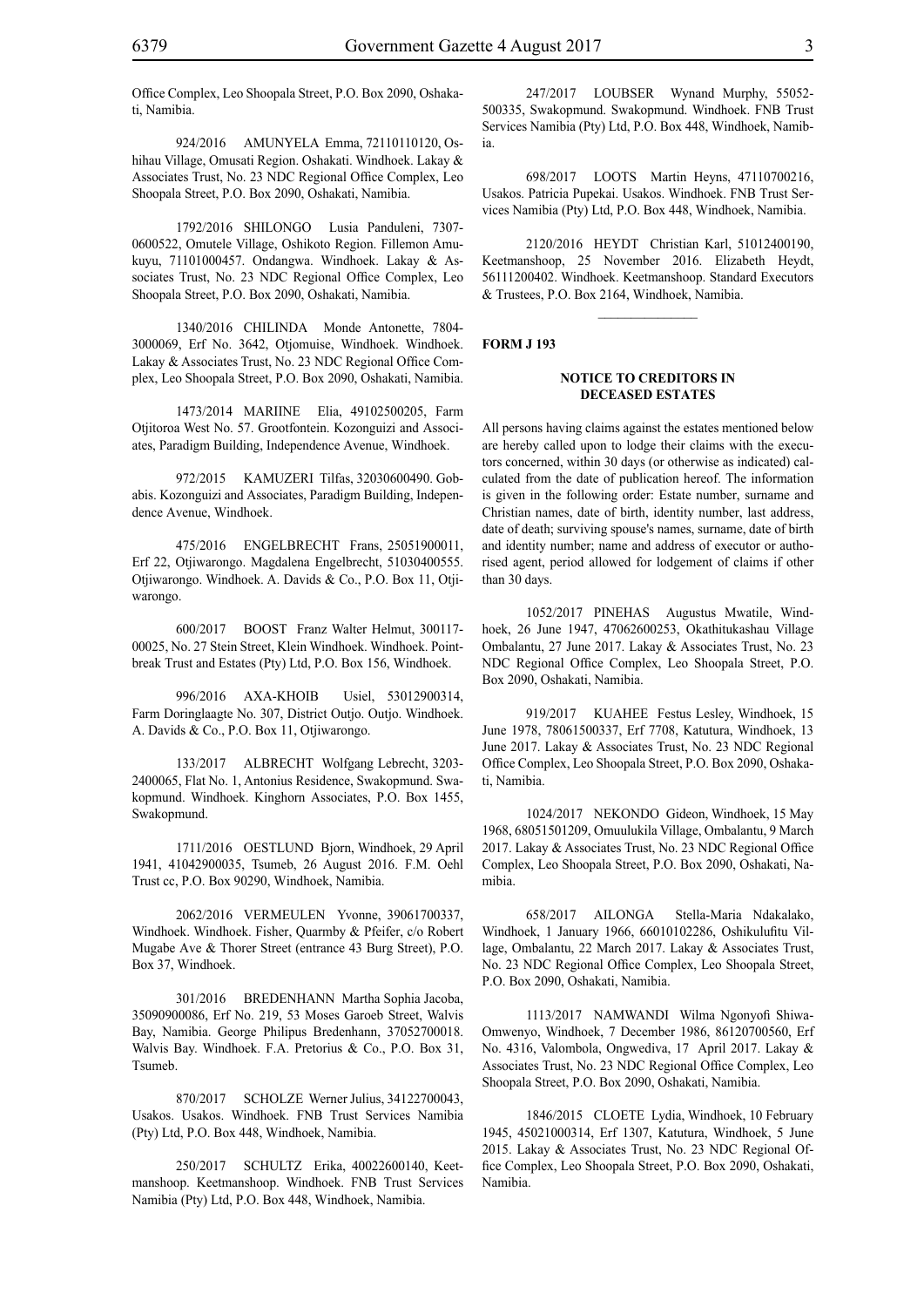Office Complex, Leo Shoopala Street, P.O. Box 2090, Oshakati, Namibia.

924/2016 AMUNYELA Emma, 72110110120, Oshihau Village, Omusati Region. Oshakati. Windhoek. Lakay & Associates Trust, No. 23 NDC Regional Office Complex, Leo Shoopala Street, P.O. Box 2090, Oshakati, Namibia.

1792/2016 SHILONGO Lusia Panduleni, 7307-0600522, Omutele Village, Oshikoto Region. Fillemon Amukuyu, 71101000457. Ondangwa. Windhoek. Lakay & Associates Trust, No. 23 NDC Regional Office Complex, Leo Shoopala Street, P.O. Box 2090, Oshakati, Namibia.

1340/2016 CHILINDA Monde Antonette, 7804-3000069, Erf No. 3642, Otjomuise, Windhoek. Windhoek. Lakay & Associates Trust, No. 23 NDC Regional Office Complex, Leo Shoopala Street, P.O. Box 2090, Oshakati, Namibia.

1473/2014 MARIINE Elia, 49102500205, Farm Otjitoroa West No. 57. Grootfontein. Kozonguizi and Associates, Paradigm Building, Independence Avenue, Windhoek.

972/2015 KAMUZERI Tilfas, 32030600490. Gobabis. Kozonguizi and Associates, Paradigm Building, Independence Avenue, Windhoek.

475/2016 ENGELBRECHT Frans, 25051900011, Erf 22, Otjiwarongo. Magdalena Engelbrecht, 51030400555. Otjiwarongo. Windhoek. A. Davids & Co., P.O. Box 11, Otjiwarongo.

600/2017 BOOST Franz Walter Helmut, 300117-00025, No. 27 Stein Street, Klein Windhoek. Windhoek. Pointbreak Trust and Estates (Pty) Ltd, P.O. Box 156, Windhoek.

996/2016 AXA-KHOIB Usiel, 53012900314, Farm Doringlaagte No. 307, District Outjo. Outjo. Windhoek. A. Davids & Co., P.O. Box 11, Otjiwarongo.

133/2017 ALBRECHT Wolfgang Lebrecht, 3203-2400065, Flat No. 1, Antonius Residence, Swakopmund. Swakopmund. Windhoek. Kinghorn Associates, P.O. Box 1455, Swakopmund.

1711/2016 OESTLUND Bjorn, Windhoek, 29 April 1941, 41042900035, Tsumeb, 26 August 2016. F.M. Oehl Trust cc, P.O. Box 90290, Windhoek, Namibia.

2062/2016 VERMEULEN Yvonne, 39061700337, Windhoek. Windhoek. Fisher, Quarmby & Pfeifer, c/o Robert Mugabe Ave & Thorer Street (entrance 43 Burg Street), P.O. Box 37, Windhoek.

301/2016 BREDENHANN Martha Sophia Jacoba, 35090900086, Erf No. 219, 53 Moses Garoeb Street, Walvis Bay, Namibia. George Philipus Bredenhann, 37052700018. Walvis Bay. Windhoek. F.A. Pretorius & Co., P.O. Box 31, Tsumeb.

870/2017 SCHOLZE Werner Julius, 34122700043, Usakos. Usakos. Windhoek. FNB Trust Services Namibia (Pty) Ltd, P.O. Box 448, Windhoek, Namibia.

250/2017 SCHULTZ Erika, 40022600140, Keetmanshoop. Keetmanshoop. Windhoek. FNB Trust Services Namibia (Pty) Ltd, P.O. Box 448, Windhoek, Namibia.

247/2017 LOUBSER Wynand Murphy, 55052-500335, Swakopmund. Swakopmund. Windhoek. FNB Trust Services Namibia (Pty) Ltd, P.O. Box 448, Windhoek, Namibia.

698/2017 LOOTS Martin Heyns, 47110700216, Usakos. Patricia Pupekai. Usakos. Windhoek. FNB Trust Services Namibia (Pty) Ltd, P.O. Box 448, Windhoek, Namibia.

2120/2016 HEYDT Christian Karl, 51012400190, Keetmanshoop, 25 November 2016. Elizabeth Heydt, 56111200402. Windhoek. Keetmanshoop. Standard Executors & Trustees, P.O. Box 2164, Windhoek, Namibia.

---

**FORM J 193**

### NOTICE TO CREDITORS IN DECEASED ESTATES

All persons having claims against the estates mentioned below are hereby called upon to lodge their claims with the executors concerned, within 30 days (or otherwise as indicated) calculated from the date of publication hereof. The information is given in the following order: Estate number, surname and Christian names, date of birth, identity number, last address, date of death; surviving spouse's names, surname, date of birth and identity number; name and address of executor or authorised agent, period allowed for lodgement of claims if other than 30 days.

1052/2017 PINEHAS Augustus Mwatile, Windhoek, 26 June 1947, 47062600253, Okathitukashau Village Ombalantu, 27 June 2017. Lakay & Associates Trust, No. 23 NDC Regional Office Complex, Leo Shoopala Street, P.O. Box 2090, Oshakati, Namibia.

919/2017 KUAHEE Festus Lesley, Windhoek, 15 June 1978, 78061500337, Erf 7708, Katutura, Windhoek, 13 June 2017. Lakay & Associates Trust, No. 23 NDC Regional Office Complex, Leo Shoopala Street, P.O. Box 2090, Oshakati, Namibia.

1024/2017 NEKONDO Gideon, Windhoek, 15 May 1968, 68051501209, Omuulukila Village, Ombalantu, 9 March 2017. Lakay & Associates Trust, No. 23 NDC Regional Office Complex, Leo Shoopala Street, P.O. Box 2090, Oshakati, Namibia.

658/2017 AILONGA Stella-Maria Ndakalako, Windhoek, 1 January 1966, 66010102286, Oshikulufitu Village, Ombalantu, 22 March 2017. Lakay & Associates Trust, No. 23 NDC Regional Office Complex, Leo Shoopala Street, P.O. Box 2090, Oshakati, Namibia.

1113/2017 NAMWANDI Wilma Ngonyofi Shiwa-Omwenyo, Windhoek, 7 December 1986, 86120700560, Erf No. 4316, Valombola, Ongwediva, 17 April 2017. Lakay & Associates Trust, No. 23 NDC Regional Office Complex, Leo Shoopala Street, P.O. Box 2090, Oshakati, Namibia.

1846/2015 CLOETE Lydia, Windhoek, 10 February 1945, 45021000314, Erf 1307, Katutura, Windhoek, 5 June 2015. Lakay & Associates Trust, No. 23 NDC Regional Office Complex, Leo Shoopala Street, P.O. Box 2090, Oshakati, Namibia.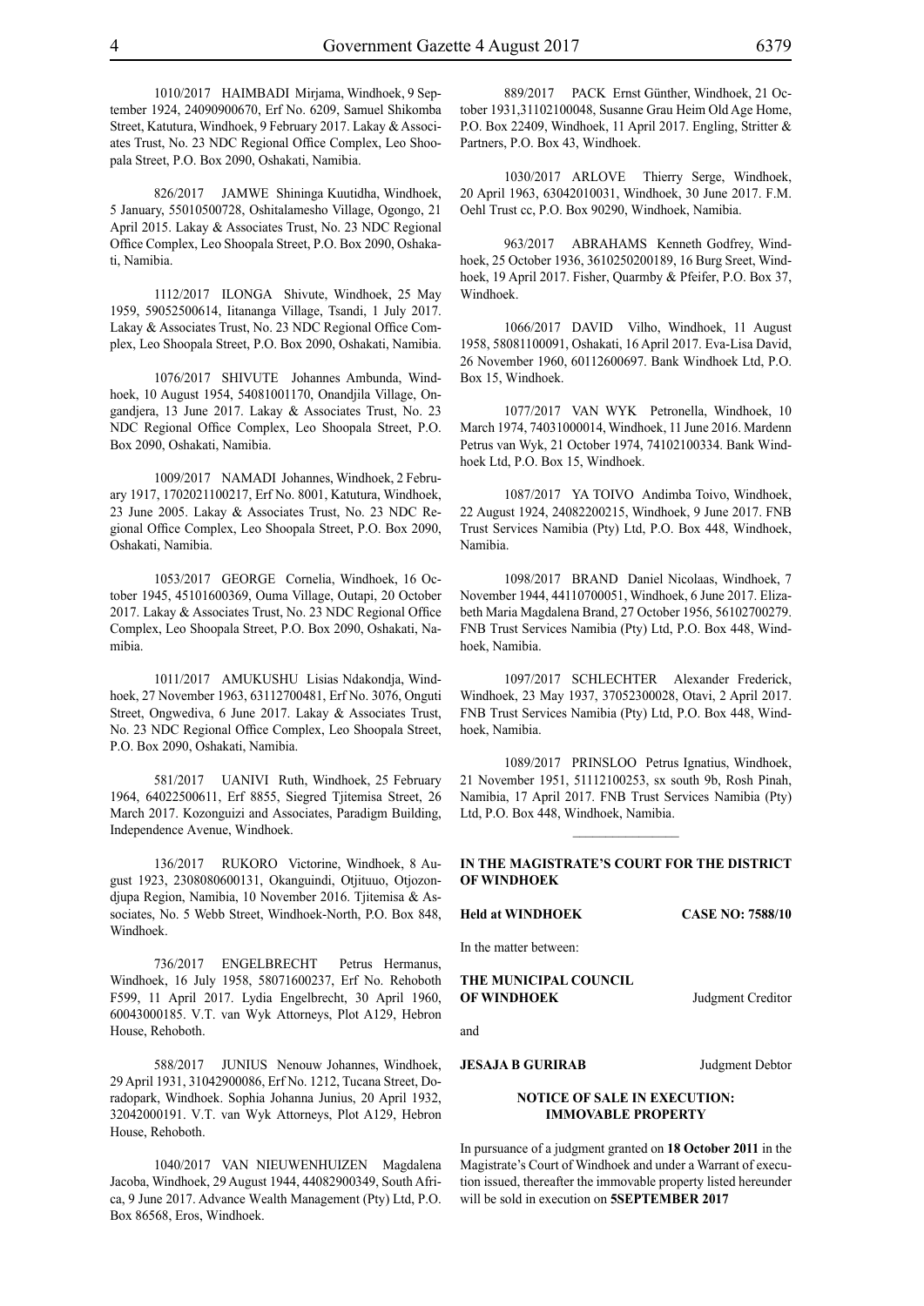1010/2017 HAIMBADI Mirjama, Windhoek, 9 September 1924, 24090900670, Erf No. 6209, Samuel Shikomba Street, Katutura, Windhoek, 9 February 2017. Lakay & Associates Trust, No. 23 NDC Regional Office Complex, Leo Shoopala Street, P.O. Box 2090, Oshakati, Namibia.

826/2017 JAMWE Shininga Kuutidha, Windhoek, 5 January, 55010500728, Oshitalamesho Village, Ogongo, 21 April 2015. Lakay & Associates Trust, No. 23 NDC Regional Office Complex, Leo Shoopala Street, P.O. Box 2090, Oshakati, Namibia.

1112/2017 ILONGA Shivute, Windhoek, 25 May 1959, 59052500614, Iitananga Village, Tsandi, 1 July 2017. Lakay & Associates Trust, No. 23 NDC Regional Office Complex, Leo Shoopala Street, P.O. Box 2090, Oshakati, Namibia.

1076/2017 SHIVUTE Johannes Ambunda, Windhoek, 10 August 1954, 54081001170, Onandjila Village, Ongandjera, 13 June 2017. Lakay & Associates Trust, No. 23 NDC Regional Office Complex, Leo Shoopala Street, P.O. Box 2090, Oshakati, Namibia.

1009/2017 NAMADI Johannes, Windhoek, 2 February 1917, 1702021100217, Erf No. 8001, Katutura, Windhoek, 23 June 2005. Lakay & Associates Trust, No. 23 NDC Regional Office Complex, Leo Shoopala Street, P.O. Box 2090, Oshakati, Namibia.

1053/2017 GEORGE Cornelia, Windhoek, 16 October 1945, 45101600369, Ouma Village, Outapi, 20 October 2017. Lakay & Associates Trust, No. 23 NDC Regional Office Complex, Leo Shoopala Street, P.O. Box 2090, Oshakati, Namibia.

1011/2017 AMUKUSHU Lisias Ndakondja, Windhoek, 27 November 1963, 63112700481, Erf No. 3076, Onguti Street, Ongwediva, 6 June 2017. Lakay & Associates Trust, No. 23 NDC Regional Office Complex, Leo Shoopala Street, P.O. Box 2090, Oshakati, Namibia.

581/2017 UANIVI Ruth, Windhoek, 25 February 1964, 64022500611, Erf 8855, Siegred Tjitemisa Street, 26 March 2017. Kozonguizi and Associates, Paradigm Building, Independence Avenue, Windhoek.

136/2017 RUKORO Victorine, Windhoek, 8 August 1923, 2308080600131, Okanguindi, Otjituuo, Otjozondjupa Region, Namibia, 10 November 2016. Tjitemisa & Associates, No. 5 Webb Street, Windhoek-North, P.O. Box 848, Windhoek.

736/2017 ENGELBRECHT Petrus Hermanus, Windhoek, 16 July 1958, 58071600237, Erf No. Rehoboth F599, 11 April 2017. Lydia Engelbrecht, 30 April 1960, 60043000185. V.T. van Wyk Attorneys, Plot A129, Hebron House, Rehoboth.

588/2017 JUNIUS Nenouw Johannes, Windhoek, 29 April 1931, 31042900086, Erf No. 1212, Tucana Street, Doradopark, Windhoek. Sophia Johanna Junius, 20 April 1932, 32042000191. V.T. van Wyk Attorneys, Plot A129, Hebron House, Rehoboth.

1040/2017 VAN NIEUWENHUIZEN Magdalena Jacoba, Windhoek, 29 August 1944, 44082900349, South Africa, 9 June 2017. Advance Wealth Management (Pty) Ltd, P.O. Box 86568, Eros, Windhoek.

889/2017 PACK Ernst Günther, Windhoek, 21 October 1931,31102100048, Susanne Grau Heim Old Age Home, P.O. Box 22409, Windhoek, 11 April 2017. Engling, Stritter & Partners, P.O. Box 43, Windhoek.

1030/2017 ARLOVE Thierry Serge, Windhoek, 20 April 1963, 63042010031, Windhoek, 30 June 2017. F.M. Oehl Trust cc, P.O. Box 90290, Windhoek, Namibia.

963/2017 ABRAHAMS Kenneth Godfrey, Windhoek, 25 October 1936, 3610250200189, 16 Burg Sreet, Windhoek, 19 April 2017. Fisher, Quarmby & Pfeifer, P.O. Box 37, Windhoek.

1066/2017 DAVID Vilho, Windhoek, 11 August 1958, 58081100091, Oshakati, 16 April 2017. Eva-Lisa David, 26 November 1960, 60112600697. Bank Windhoek Ltd, P.O. Box 15, Windhoek.

1077/2017 VAN WYK Petronella, Windhoek, 10 March 1974, 74031000014, Windhoek, 11 June 2016. Mardenn Petrus van Wyk, 21 October 1974, 74102100334. Bank Windhoek Ltd, P.O. Box 15, Windhoek.

1087/2017 YA TOIVO Andimba Toivo, Windhoek, 22 August 1924, 24082200215, Windhoek, 9 June 2017. FNB Trust Services Namibia (Pty) Ltd, P.O. Box 448, Windhoek, Namibia.

1098/2017 BRAND Daniel Nicolaas, Windhoek, 7 November 1944, 44110700051, Windhoek, 6 June 2017. Elizabeth Maria Magdalena Brand, 27 October 1956, 56102700279. FNB Trust Services Namibia (Pty) Ltd, P.O. Box 448, Windhoek, Namibia.

1097/2017 SCHLECHTER Alexander Frederick, Windhoek, 23 May 1937, 37052300028, Otavi, 2 April 2017. FNB Trust Services Namibia (Pty) Ltd, P.O. Box 448, Windhoek, Namibia.

1089/2017 PRINSLOO Petrus Ignatius, Windhoek, 21 November 1951, 51112100253, sx south 9b, Rosh Pinah, Namibia, 17 April 2017. FNB Trust Services Namibia (Pty) Ltd, P.O. Box 448, Windhoek, Namibia.

---

**IN THE MAGISTRATE'S COURT FOR THE DISTRICT OF WINDHOEK**

**Held at WINDHOEK** **CASE NO: 7588/10**

In the matter between:

**THE MUNICIPAL COUNCIL OF WINDHOEK** Judgment Creditor

and

**JESAJA B GURIRAB** Judgment Debtor

**NOTICE OF SALE IN EXECUTION: IMMOVABLE PROPERTY**

In pursuance of a judgment granted on **18 October 2011** in the Magistrate's Court of Windhoek and under a Warrant of execution issued, thereafter the immovable property listed hereunder will be sold in execution on **5SEPTEMBER 2017**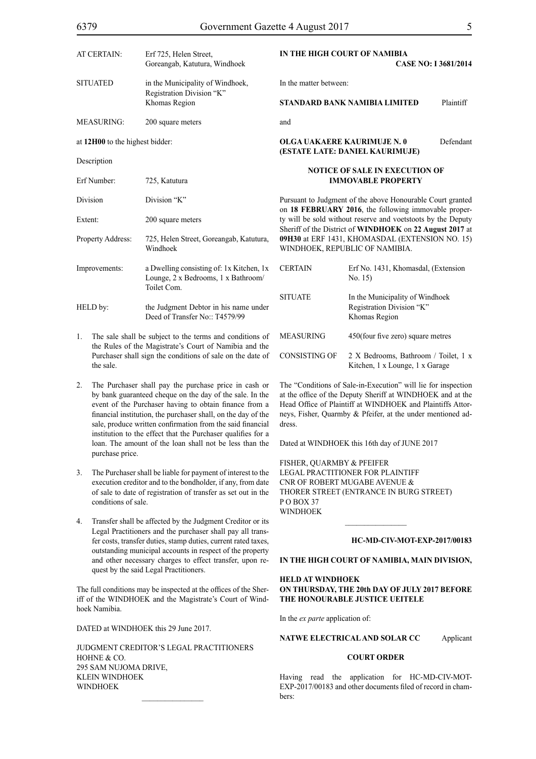| | |
|---|---|
| AT CERTAIN: | Erf 725, Helen Street, Goreangab, Katutura, Windhoek |
| SITUATED | in the Municipality of Windhoek, Registration Division "K" Khomas Region |
| MEASURING: | 200 square meters |

at **12H00** to the highest bidder:

Description

| | |
|---|---|
| Erf Number: | 725, Katutura |
| Division | Division "K" |
| Extent: | 200 square meters |
| Property Address: | 725, Helen Street, Goreangab, Katutura, Windhoek |
| Improvements: | a Dwelling consisting of: 1x Kitchen, 1x Lounge, 2 x Bedrooms, 1 x Bathroom/ Toilet Com. |
| HELD by: | the Judgment Debtor in his name under Deed of Transfer No:: T4579/99 |

1. The sale shall be subject to the terms and conditions of the Rules of the Magistrate's Court of Namibia and the Purchaser shall sign the conditions of sale on the date of the sale.

2. The Purchaser shall pay the purchase price in cash or by bank guaranteed cheque on the day of the sale. In the event of the Purchaser having to obtain finance from a financial institution, the purchaser shall, on the day of the sale, produce written confirmation from the said financial institution to the effect that the Purchaser qualifies for a loan. The amount of the loan shall not be less than the purchase price.

3. The Purchaser shall be liable for payment of interest to the execution creditor and to the bondholder, if any, from date of sale to date of registration of transfer as set out in the conditions of sale.

4. Transfer shall be affected by the Judgment Creditor or its Legal Practitioners and the purchaser shall pay all transfer costs, transfer duties, stamp duties, current rated taxes, outstanding municipal accounts in respect of the property and other necessary charges to effect transfer, upon request by the said Legal Practitioners.

The full conditions may be inspected at the offices of the Sheriff of the WINDHOEK and the Magistrate's Court of Windhoek Namibia.

DATED at WINDHOEK this 29 June 2017.

JUDGMENT CREDITOR'S LEGAL PRACTITIONERS
HOHNE & CO.
295 SAM NUJOMA DRIVE,
KLEIN WINDHOEK
WINDHOEK

________________

**IN THE HIGH COURT OF NAMIBIA**

**CASE NO: I 3681/2014**

In the matter between:

**STANDARD BANK NAMIBIA LIMITED** Plaintiff

and

**OLGA UAKAERE KAURIMUJE N. 0 (ESTATE LATE: DANIEL KAURIMUJE)** Defendant

**NOTICE OF SALE IN EXECUTION OF IMMOVABLE PROPERTY**

Pursuant to Judgment of the above Honourable Court granted on **18 FEBRUARY 2016**, the following immovable property will be sold without reserve and voetstoots by the Deputy Sheriff of the District of **WINDHOEK** on **22 August 2017** at **09H30** at ERF 1431, KHOMASDAL (EXTENSION NO. 15) WINDHOEK, REPUBLIC OF NAMIBIA.

| | |
|---|---|
| CERTAIN | Erf No. 1431, Khomasdal, (Extension No. 15) |
| SITUATE | In the Municipality of Windhoek Registration Division "K" Khomas Region |
| MEASURING | 450(four five zero) square metres |
| CONSISTING OF | 2 X Bedrooms, Bathroom / Toilet, 1 x Kitchen, 1 x Lounge, 1 x Garage |

The "Conditions of Sale-in-Execution" will lie for inspection at the office of the Deputy Sheriff at WINDHOEK and at the Head Office of Plaintiff at WINDHOEK and Plaintiffs Attorneys, Fisher, Quarmby & Pfeifer, at the under mentioned address.

Dated at WINDHOEK this 16th day of JUNE 2017

FISHER, QUARMBY & PFEIFER
LEGAL PRACTITIONER FOR PLAINTIFF
CNR OF ROBERT MUGABE AVENUE &
THORER STREET (ENTRANCE IN BURG STREET)
P O BOX 37
WINDHOEK

________________

**HC-MD-CIV-MOT-EXP-2017/00183**

**IN THE HIGH COURT OF NAMIBIA, MAIN DIVISION,**

**HELD AT WINDHOEK**
**ON THURSDAY, THE 20th DAY OF JULY 2017 BEFORE THE HONOURABLE JUSTICE UEITELE**

In the *ex parte* application of:

**NATWE ELECTRICAL AND SOLAR CC** Applicant

**COURT ORDER**

Having read the application for HC-MD-CIV-MOT-EXP-2017/00183 and other documents filed of record in chambers: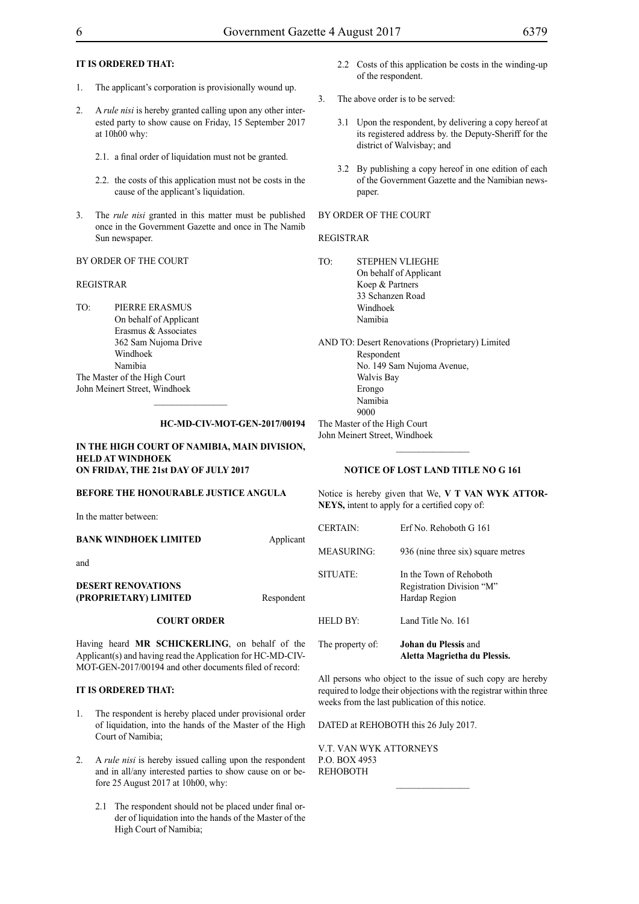**IT IS ORDERED THAT:**

1. The applicant's corporation is provisionally wound up.

2. A *rule nisi* is hereby granted calling upon any other interested party to show cause on Friday, 15 September 2017 at 10h00 why:

   2.1. a final order of liquidation must not be granted.

   2.2. the costs of this application must not be costs in the cause of the applicant's liquidation.

3. The *rule nisi* granted in this matter must be published once in the Government Gazette and once in The Namib Sun newspaper.

BY ORDER OF THE COURT

REGISTRAR

TO: PIERRE ERASMUS
On behalf of Applicant
Erasmus & Associates
362 Sam Nujoma Drive
Windhoek
Namibia

The Master of the High Court
John Meinert Street, Windhoek

---

**HC-MD-CIV-MOT-GEN-2017/00194**

**IN THE HIGH COURT OF NAMIBIA, MAIN DIVISION, HELD AT WINDHOEK**
**ON FRIDAY, THE 21st DAY OF JULY 2017**

**BEFORE THE HONOURABLE JUSTICE ANGULA**

In the matter between:

**BANK WINDHOEK LIMITED** Applicant

and

**DESERT RENOVATIONS (PROPRIETARY) LIMITED** Respondent

**COURT ORDER**

Having heard **MR SCHICKERLING**, on behalf of the Applicant(s) and having read the Application for HC-MD-CIV-MOT-GEN-2017/00194 and other documents filed of record:

**IT IS ORDERED THAT:**

1. The respondent is hereby placed under provisional order of liquidation, into the hands of the Master of the High Court of Namibia;

2. A *rule nisi* is hereby issued calling upon the respondent and in all/any interested parties to show cause on or before 25 August 2017 at 10h00, why:

   2.1 The respondent should not be placed under final order of liquidation into the hands of the Master of the High Court of Namibia;

   2.2 Costs of this application be costs in the winding-up of the respondent.

3. The above order is to be served:

   3.1 Upon the respondent, by delivering a copy hereof at its registered address by. the Deputy-Sheriff for the district of Walvisbay; and

   3.2 By publishing a copy hereof in one edition of each of the Government Gazette and the Namibian newspaper.

BY ORDER OF THE COURT

REGISTRAR

TO: STEPHEN VLIEGHE
On behalf of Applicant
Koep & Partners
33 Schanzen Road
Windhoek
Namibia

AND TO: Desert Renovations (Proprietary) Limited
Respondent
No. 149 Sam Nujoma Avenue,
Walvis Bay
Erongo
Namibia
9000

The Master of the High Court
John Meinert Street, Windhoek

---

**NOTICE OF LOST LAND TITLE NO G 161**

Notice is hereby given that We, **V T VAN WYK ATTORNEYS,** intent to apply for a certified copy of:

| | |
|---|---|
| CERTAIN: | Erf No. Rehoboth G 161 |
| MEASURING: | 936 (nine three six) square metres |
| SITUATE: | In the Town of Rehoboth<br>Registration Division "M"<br>Hardap Region |
| HELD BY: | Land Title No. 161 |
| The property of: | **Johan du Plessis** and **Aletta Magrietha du Plessis.** |

All persons who object to the issue of such copy are hereby required to lodge their objections with the registrar within three weeks from the last publication of this notice.

DATED at REHOBOTH this 26 July 2017.

V.T. VAN WYK ATTORNEYS
P.O. BOX 4953
REHOBOTH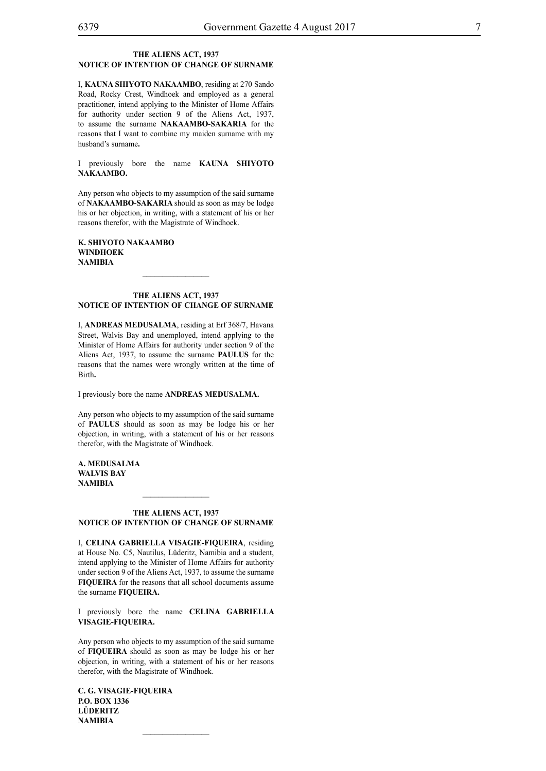**THE ALIENS ACT, 1937**
**NOTICE OF INTENTION OF CHANGE OF SURNAME**

I, **KAUNA SHIYOTO NAKAAMBO**, residing at 270 Sando Road, Rocky Crest, Windhoek and employed as a general practitioner, intend applying to the Minister of Home Affairs for authority under section 9 of the Aliens Act, 1937, to assume the surname **NAKAAMBO-SAKARIA** for the reasons that I want to combine my maiden surname with my husband's surname**.**

I previously bore the name **KAUNA SHIYOTO NAKAAMBO.**

Any person who objects to my assumption of the said surname of **NAKAAMBO-SAKARIA** should as soon as may be lodge his or her objection, in writing, with a statement of his or her reasons therefor, with the Magistrate of Windhoek.

**K. SHIYOTO NAKAAMBO**
**WINDHOEK**
**NAMIBIA**

---

**THE ALIENS ACT, 1937**
**NOTICE OF INTENTION OF CHANGE OF SURNAME**

I, **ANDREAS MEDUSALMA**, residing at Erf 368/7, Havana Street, Walvis Bay and unemployed, intend applying to the Minister of Home Affairs for authority under section 9 of the Aliens Act, 1937, to assume the surname **PAULUS** for the reasons that the names were wrongly written at the time of Birth**.**

I previously bore the name **ANDREAS MEDUSALMA.**

Any person who objects to my assumption of the said surname of **PAULUS** should as soon as may be lodge his or her objection, in writing, with a statement of his or her reasons therefor, with the Magistrate of Windhoek.

**A. MEDUSALMA**
**WALVIS BAY**
**NAMIBIA**

---

**THE ALIENS ACT, 1937**
**NOTICE OF INTENTION OF CHANGE OF SURNAME**

I, **CELINA GABRIELLA VISAGIE-FIQUEIRA**, residing at House No. C5, Nautilus, Lüderitz, Namibia and a student, intend applying to the Minister of Home Affairs for authority under section 9 of the Aliens Act, 1937, to assume the surname **FIQUEIRA** for the reasons that all school documents assume the surname **FIQUEIRA.**

I previously bore the name **CELINA GABRIELLA VISAGIE-FIQUEIRA.**

Any person who objects to my assumption of the said surname of **FIQUEIRA** should as soon as may be lodge his or her objection, in writing, with a statement of his or her reasons therefor, with the Magistrate of Windhoek.

**C. G. VISAGIE-FIQUEIRA**
**P.O. BOX 1336**
**LÜDERITZ**
**NAMIBIA**

---